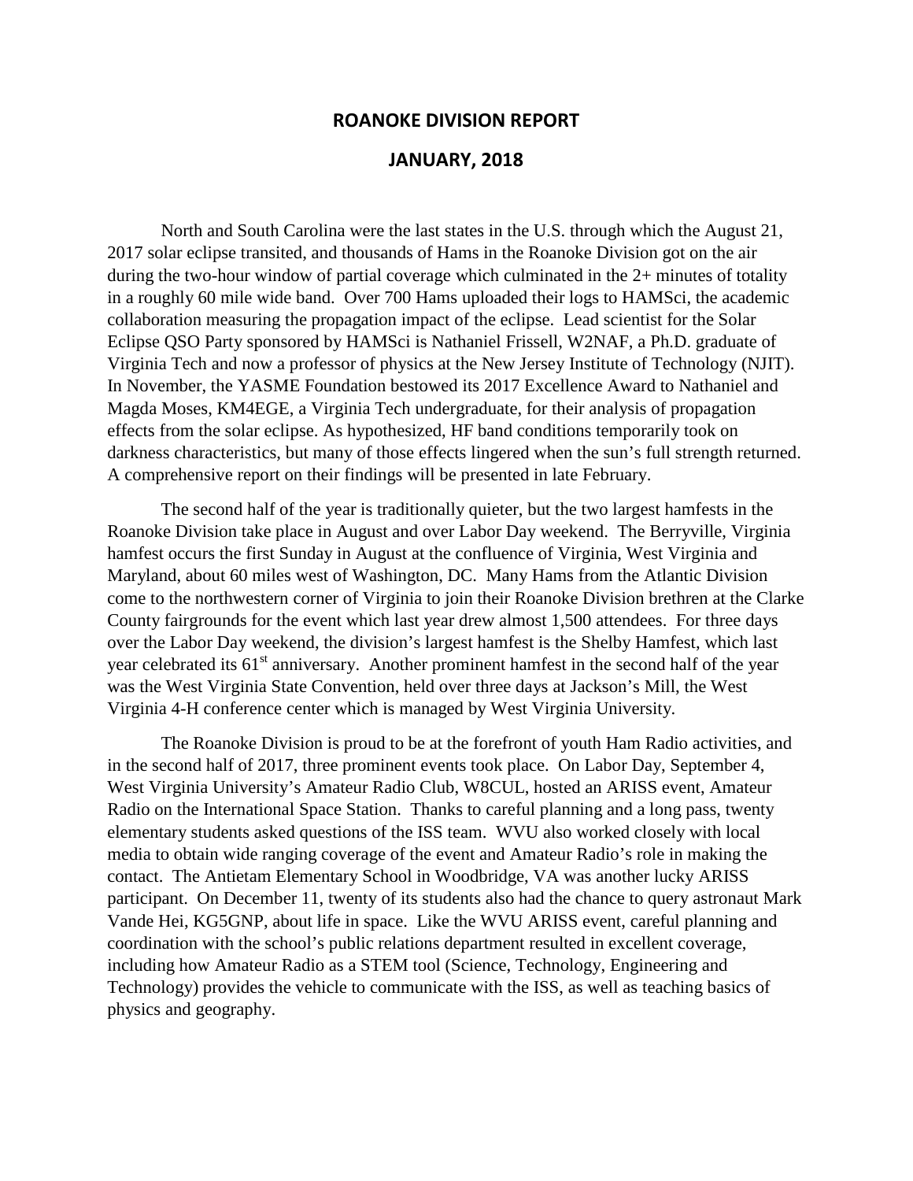# ROANOKE DIVISION REPORT

## JANUARY, 2018

North and South Carolina were the last states in the U.S. through which the August 21, 2017 solar eclipse transited, and thousands of Hams in the Roanoke Division got on the air during the two-hour window of partial coverage which culminated in the 2+ minutes of totality in a roughly 60 mile wide band. Over 700 Hams uploaded their logs to HAMSci, the academic collaboration measuring the propagation impact of the eclipse. Lead scientist for the Solar Eclipse QSO Party sponsored by HAMSci is Nathaniel Frissell, W2NAF, a Ph.D. graduate of Virginia Tech and now a professor of physics at the New Jersey Institute of Technology (NJIT). In November, the YASME Foundation bestowed its 2017 Excellence Award to Nathaniel and Magda Moses, KM4EGE, a Virginia Tech undergraduate, for their analysis of propagation effects from the solar eclipse. As hypothesized, HF band conditions temporarily took on darkness characteristics, but many of those effects lingered when the sun's full strength returned. A comprehensive report on their findings will be presented in late February.

The second half of the year is traditionally quieter, but the two largest hamfests in the Roanoke Division take place in August and over Labor Day weekend. The Berryville, Virginia hamfest occurs the first Sunday in August at the confluence of Virginia, West Virginia and Maryland, about 60 miles west of Washington, DC. Many Hams from the Atlantic Division come to the northwestern corner of Virginia to join their Roanoke Division brethren at the Clarke County fairgrounds for the event which last year drew almost 1,500 attendees. For three days over the Labor Day weekend, the division's largest hamfest is the Shelby Hamfest, which last year celebrated its 61st anniversary. Another prominent hamfest in the second half of the year was the West Virginia State Convention, held over three days at Jackson's Mill, the West Virginia 4-H conference center which is managed by West Virginia University.

The Roanoke Division is proud to be at the forefront of youth Ham Radio activities, and in the second half of 2017, three prominent events took place. On Labor Day, September 4, West Virginia University's Amateur Radio Club, W8CUL, hosted an ARISS event, Amateur Radio on the International Space Station. Thanks to careful planning and a long pass, twenty elementary students asked questions of the ISS team. WVU also worked closely with local media to obtain wide ranging coverage of the event and Amateur Radio's role in making the contact. The Antietam Elementary School in Woodbridge, VA was another lucky ARISS participant. On December 11, twenty of its students also had the chance to query astronaut Mark Vande Hei, KG5GNP, about life in space. Like the WVU ARISS event, careful planning and coordination with the school's public relations department resulted in excellent coverage, including how Amateur Radio as a STEM tool (Science, Technology, Engineering and Technology) provides the vehicle to communicate with the ISS, as well as teaching basics of physics and geography.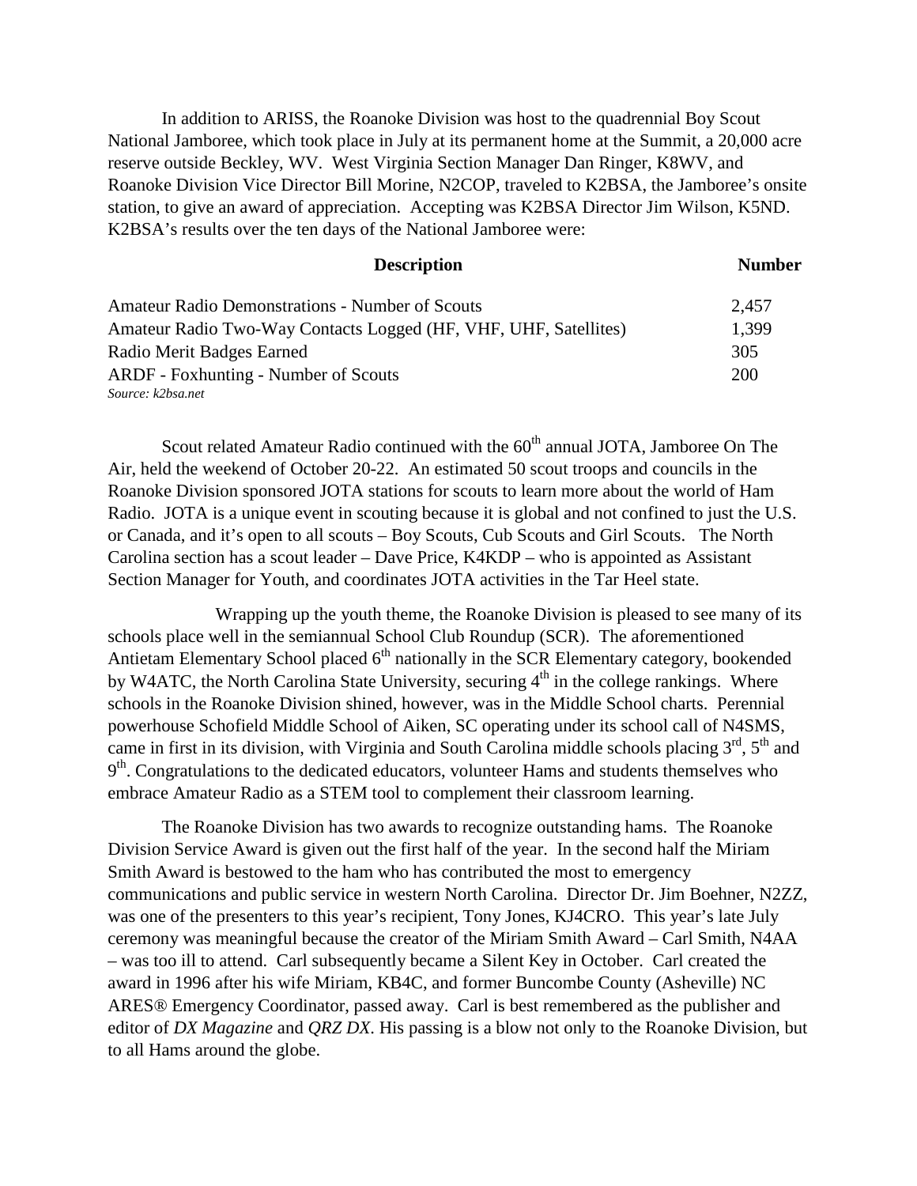In addition to ARISS, the Roanoke Division was host to the quadrennial Boy Scout National Jamboree, which took place in July at its permanent home at the Summit, a 20,000 acre reserve outside Beckley, WV. West Virginia Section Manager Dan Ringer, K8WV, and Roanoke Division Vice Director Bill Morine, N2COP, traveled to K2BSA, the Jamboree's onsite station, to give an award of appreciation. Accepting was K2BSA Director Jim Wilson, K5ND. K2BSA's results over the ten days of the National Jamboree were:

| Description | Number |
|---|---|
| Amateur Radio Demonstrations - Number of Scouts | 2,457 |
| Amateur Radio Two-Way Contacts Logged (HF, VHF, UHF, Satellites) | 1,399 |
| Radio Merit Badges Earned | 305 |
| ARDF - Foxhunting - Number of Scouts | 200 |

*Source: k2bsa.net*

Scout related Amateur Radio continued with the 60th annual JOTA, Jamboree On The Air, held the weekend of October 20-22. An estimated 50 scout troops and councils in the Roanoke Division sponsored JOTA stations for scouts to learn more about the world of Ham Radio. JOTA is a unique event in scouting because it is global and not confined to just the U.S. or Canada, and it's open to all scouts – Boy Scouts, Cub Scouts and Girl Scouts. The North Carolina section has a scout leader – Dave Price, K4KDP – who is appointed as Assistant Section Manager for Youth, and coordinates JOTA activities in the Tar Heel state.

Wrapping up the youth theme, the Roanoke Division is pleased to see many of its schools place well in the semiannual School Club Roundup (SCR). The aforementioned Antietam Elementary School placed 6th nationally in the SCR Elementary category, bookended by W4ATC, the North Carolina State University, securing 4th in the college rankings. Where schools in the Roanoke Division shined, however, was in the Middle School charts. Perennial powerhouse Schofield Middle School of Aiken, SC operating under its school call of N4SMS, came in first in its division, with Virginia and South Carolina middle schools placing 3rd, 5th and 9th. Congratulations to the dedicated educators, volunteer Hams and students themselves who embrace Amateur Radio as a STEM tool to complement their classroom learning.

The Roanoke Division has two awards to recognize outstanding hams. The Roanoke Division Service Award is given out the first half of the year. In the second half the Miriam Smith Award is bestowed to the ham who has contributed the most to emergency communications and public service in western North Carolina. Director Dr. Jim Boehner, N2ZZ, was one of the presenters to this year's recipient, Tony Jones, KJ4CRO. This year's late July ceremony was meaningful because the creator of the Miriam Smith Award – Carl Smith, N4AA – was too ill to attend. Carl subsequently became a Silent Key in October. Carl created the award in 1996 after his wife Miriam, KB4C, and former Buncombe County (Asheville) NC ARES® Emergency Coordinator, passed away. Carl is best remembered as the publisher and editor of *DX Magazine* and *QRZ DX*. His passing is a blow not only to the Roanoke Division, but to all Hams around the globe.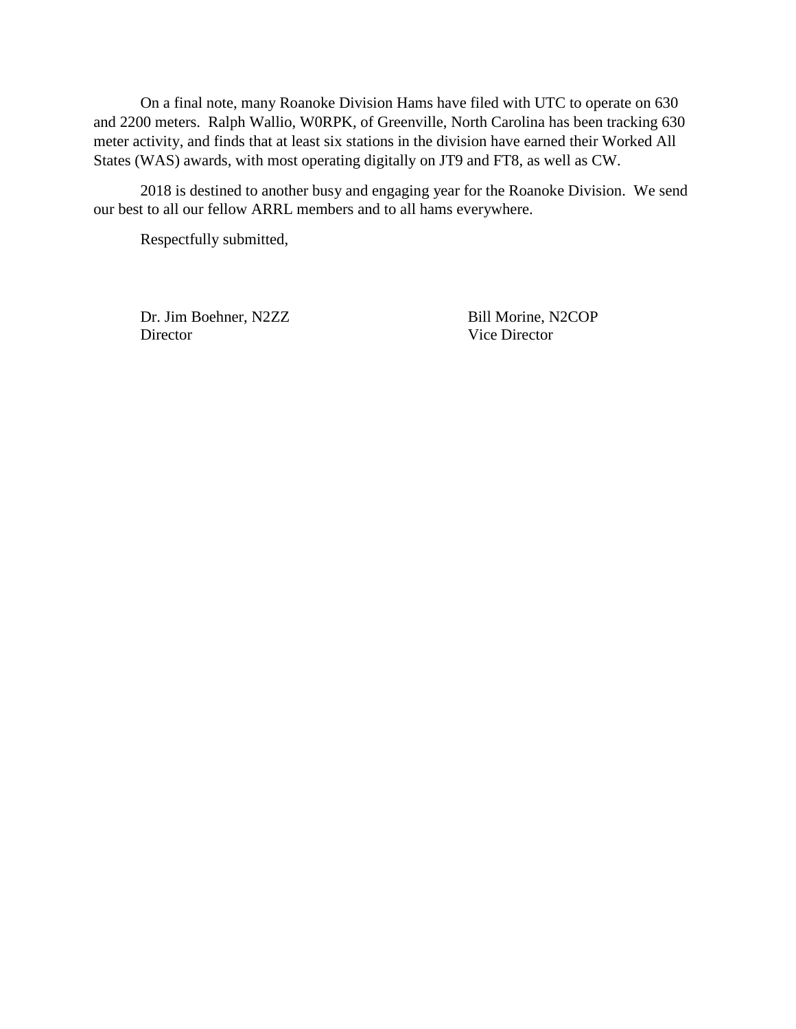On a final note, many Roanoke Division Hams have filed with UTC to operate on 630 and 2200 meters. Ralph Wallio, W0RPK, of Greenville, North Carolina has been tracking 630 meter activity, and finds that at least six stations in the division have earned their Worked All States (WAS) awards, with most operating digitally on JT9 and FT8, as well as CW.

2018 is destined to another busy and engaging year for the Roanoke Division. We send our best to all our fellow ARRL members and to all hams everywhere.

Respectfully submitted,

Dr. Jim Boehner, N2ZZ
Director

Bill Morine, N2COP
Vice Director